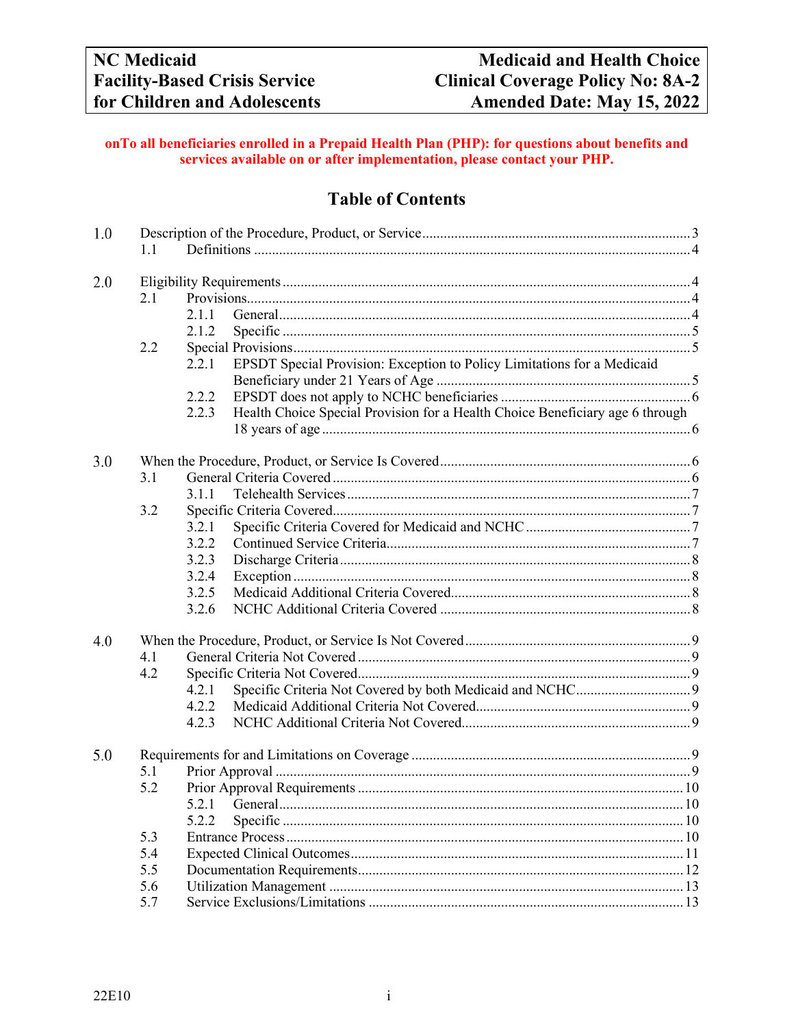**NC Medicaid**
**Facility-Based Crisis Service for Children and Adolescents**

**Medicaid and Health Choice**
**Clinical Coverage Policy No: 8A-2**
**Amended Date: May 15, 2022**

**onTo all beneficiaries enrolled in a Prepaid Health Plan (PHP): for questions about benefits and services available on or after implementation, please contact your PHP.**

## Table of Contents

1.0 Description of the Procedure, Product, or Service ... 3
- 1.1 Definitions ... 4

2.0 Eligibility Requirements ... 4
- 2.1 Provisions ... 4
  - 2.1.1 General ... 4
  - 2.1.2 Specific ... 5
- 2.2 Special Provisions ... 5
  - 2.2.1 EPSDT Special Provision: Exception to Policy Limitations for a Medicaid Beneficiary under 21 Years of Age ... 5
  - 2.2.2 EPSDT does not apply to NCHC beneficiaries ... 6
  - 2.2.3 Health Choice Special Provision for a Health Choice Beneficiary age 6 through 18 years of age ... 6

3.0 When the Procedure, Product, or Service Is Covered ... 6
- 3.1 General Criteria Covered ... 6
  - 3.1.1 Telehealth Services ... 7
- 3.2 Specific Criteria Covered ... 7
  - 3.2.1 Specific Criteria Covered for Medicaid and NCHC ... 7
  - 3.2.2 Continued Service Criteria ... 7
  - 3.2.3 Discharge Criteria ... 8
  - 3.2.4 Exception ... 8
  - 3.2.5 Medicaid Additional Criteria Covered ... 8
  - 3.2.6 NCHC Additional Criteria Covered ... 8

4.0 When the Procedure, Product, or Service Is Not Covered ... 9
- 4.1 General Criteria Not Covered ... 9
- 4.2 Specific Criteria Not Covered ... 9
  - 4.2.1 Specific Criteria Not Covered by both Medicaid and NCHC ... 9
  - 4.2.2 Medicaid Additional Criteria Not Covered ... 9
  - 4.2.3 NCHC Additional Criteria Not Covered ... 9

5.0 Requirements for and Limitations on Coverage ... 9
- 5.1 Prior Approval ... 9
- 5.2 Prior Approval Requirements ... 10
  - 5.2.1 General ... 10
  - 5.2.2 Specific ... 10
- 5.3 Entrance Process ... 10
- 5.4 Expected Clinical Outcomes ... 11
- 5.5 Documentation Requirements ... 12
- 5.6 Utilization Management ... 13
- 5.7 Service Exclusions/Limitations ... 13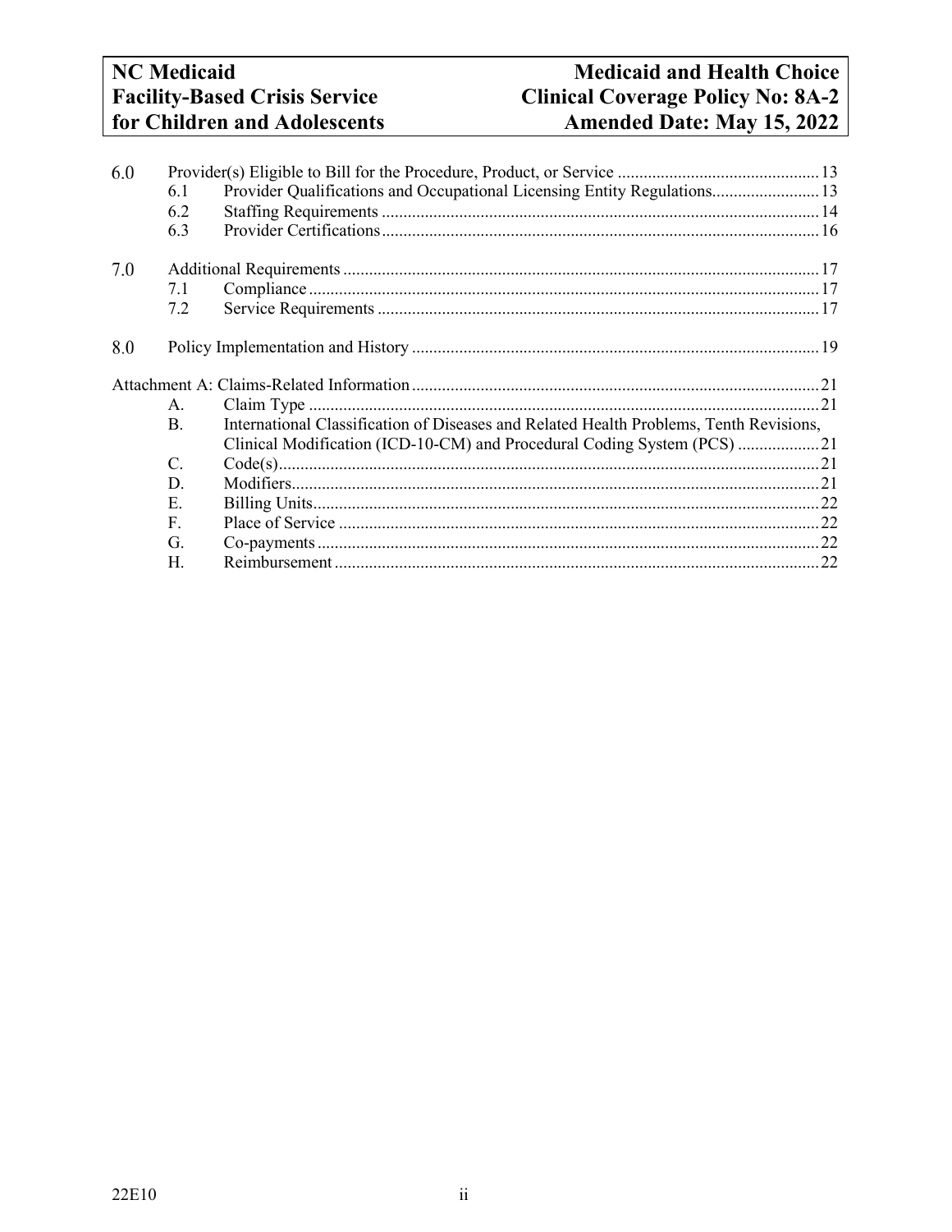| | | | |
|---|---|---|---|
| 6.0 | | Provider(s) Eligible to Bill for the Procedure, Product, or Service | 13 |
| | 6.1 | Provider Qualifications and Occupational Licensing Entity Regulations | 13 |
| | 6.2 | Staffing Requirements | 14 |
| | 6.3 | Provider Certifications | 16 |
| 7.0 | | Additional Requirements | 17 |
| | 7.1 | Compliance | 17 |
| | 7.2 | Service Requirements | 17 |
| 8.0 | | Policy Implementation and History | 19 |
| Attachment A: Claims-Related Information | | | 21 |
| | A. | Claim Type | 21 |
| | B. | International Classification of Diseases and Related Health Problems, Tenth Revisions, Clinical Modification (ICD-10-CM) and Procedural Coding System (PCS) | 21 |
| | C. | Code(s) | 21 |
| | D. | Modifiers | 21 |
| | E. | Billing Units | 22 |
| | F. | Place of Service | 22 |
| | G. | Co-payments | 22 |
| | H. | Reimbursement | 22 |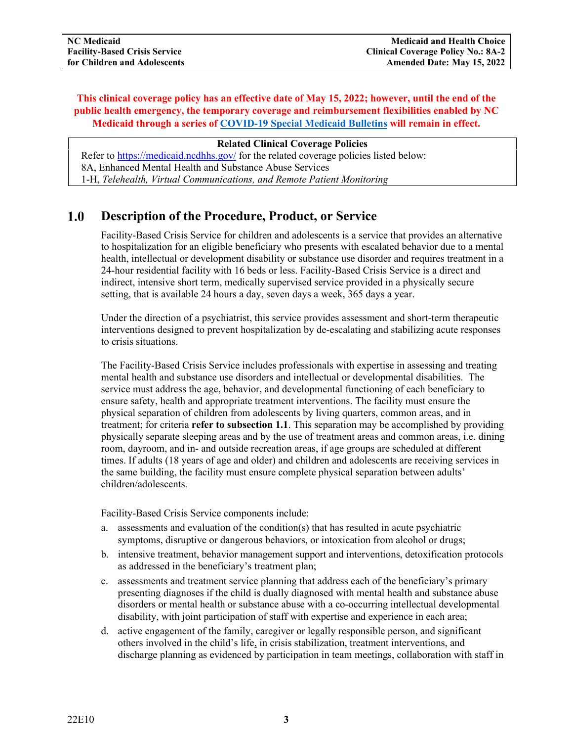**This clinical coverage policy has an effective date of May 15, 2022; however, until the end of the public health emergency, the temporary coverage and reimbursement flexibilities enabled by NC Medicaid through a series of COVID-19 Special Medicaid Bulletins will remain in effect.**

| Related Clinical Coverage Policies |
|---|
| Refer to https://medicaid.ncdhhs.gov/ for the related coverage policies listed below:<br>8A, Enhanced Mental Health and Substance Abuse Services<br>1-H, *Telehealth, Virtual Communications, and Remote Patient Monitoring* |

# 1.0 Description of the Procedure, Product, or Service

Facility-Based Crisis Service for children and adolescents is a service that provides an alternative to hospitalization for an eligible beneficiary who presents with escalated behavior due to a mental health, intellectual or development disability or substance use disorder and requires treatment in a 24-hour residential facility with 16 beds or less. Facility-Based Crisis Service is a direct and indirect, intensive short term, medically supervised service provided in a physically secure setting, that is available 24 hours a day, seven days a week, 365 days a year.

Under the direction of a psychiatrist, this service provides assessment and short-term therapeutic interventions designed to prevent hospitalization by de-escalating and stabilizing acute responses to crisis situations.

The Facility-Based Crisis Service includes professionals with expertise in assessing and treating mental health and substance use disorders and intellectual or developmental disabilities. The service must address the age, behavior, and developmental functioning of each beneficiary to ensure safety, health and appropriate treatment interventions. The facility must ensure the physical separation of children from adolescents by living quarters, common areas, and in treatment; for criteria **refer to subsection 1.1**. This separation may be accomplished by providing physically separate sleeping areas and by the use of treatment areas and common areas, i.e. dining room, dayroom, and in- and outside recreation areas, if age groups are scheduled at different times. If adults (18 years of age and older) and children and adolescents are receiving services in the same building, the facility must ensure complete physical separation between adults' children/adolescents.

Facility-Based Crisis Service components include:

a. assessments and evaluation of the condition(s) that has resulted in acute psychiatric symptoms, disruptive or dangerous behaviors, or intoxication from alcohol or drugs;
b. intensive treatment, behavior management support and interventions, detoxification protocols as addressed in the beneficiary's treatment plan;
c. assessments and treatment service planning that address each of the beneficiary's primary presenting diagnoses if the child is dually diagnosed with mental health and substance abuse disorders or mental health or substance abuse with a co-occurring intellectual developmental disability, with joint participation of staff with expertise and experience in each area;
d. active engagement of the family, caregiver or legally responsible person, and significant others involved in the child's life, in crisis stabilization, treatment interventions, and discharge planning as evidenced by participation in team meetings, collaboration with staff in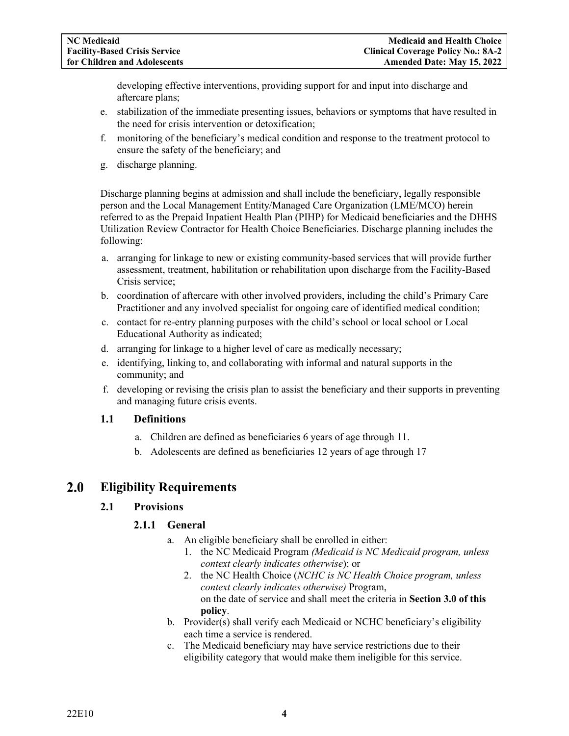developing effective interventions, providing support for and input into discharge and aftercare plans;

e. stabilization of the immediate presenting issues, behaviors or symptoms that have resulted in the need for crisis intervention or detoxification;
f. monitoring of the beneficiary's medical condition and response to the treatment protocol to ensure the safety of the beneficiary; and
g. discharge planning.

Discharge planning begins at admission and shall include the beneficiary, legally responsible person and the Local Management Entity/Managed Care Organization (LME/MCO) herein referred to as the Prepaid Inpatient Health Plan (PIHP) for Medicaid beneficiaries and the DHHS Utilization Review Contractor for Health Choice Beneficiaries. Discharge planning includes the following:

a. arranging for linkage to new or existing community-based services that will provide further assessment, treatment, habilitation or rehabilitation upon discharge from the Facility-Based Crisis service;
b. coordination of aftercare with other involved providers, including the child's Primary Care Practitioner and any involved specialist for ongoing care of identified medical condition;
c. contact for re-entry planning purposes with the child's school or local school or Local Educational Authority as indicated;
d. arranging for linkage to a higher level of care as medically necessary;
e. identifying, linking to, and collaborating with informal and natural supports in the community; and
f. developing or revising the crisis plan to assist the beneficiary and their supports in preventing and managing future crisis events.

### 1.1 Definitions

a. Children are defined as beneficiaries 6 years of age through 11.
b. Adolescents are defined as beneficiaries 12 years of age through 17

## 2.0 Eligibility Requirements

### 2.1 Provisions

#### 2.1.1 General

a. An eligible beneficiary shall be enrolled in either:
   1. the NC Medicaid Program *(Medicaid is NC Medicaid program, unless context clearly indicates otherwise*); or
   2. the NC Health Choice (*NCHC is NC Health Choice program, unless context clearly indicates otherwise)* Program,

   on the date of service and shall meet the criteria in **Section 3.0 of this policy**.
b. Provider(s) shall verify each Medicaid or NCHC beneficiary's eligibility each time a service is rendered.
c. The Medicaid beneficiary may have service restrictions due to their eligibility category that would make them ineligible for this service.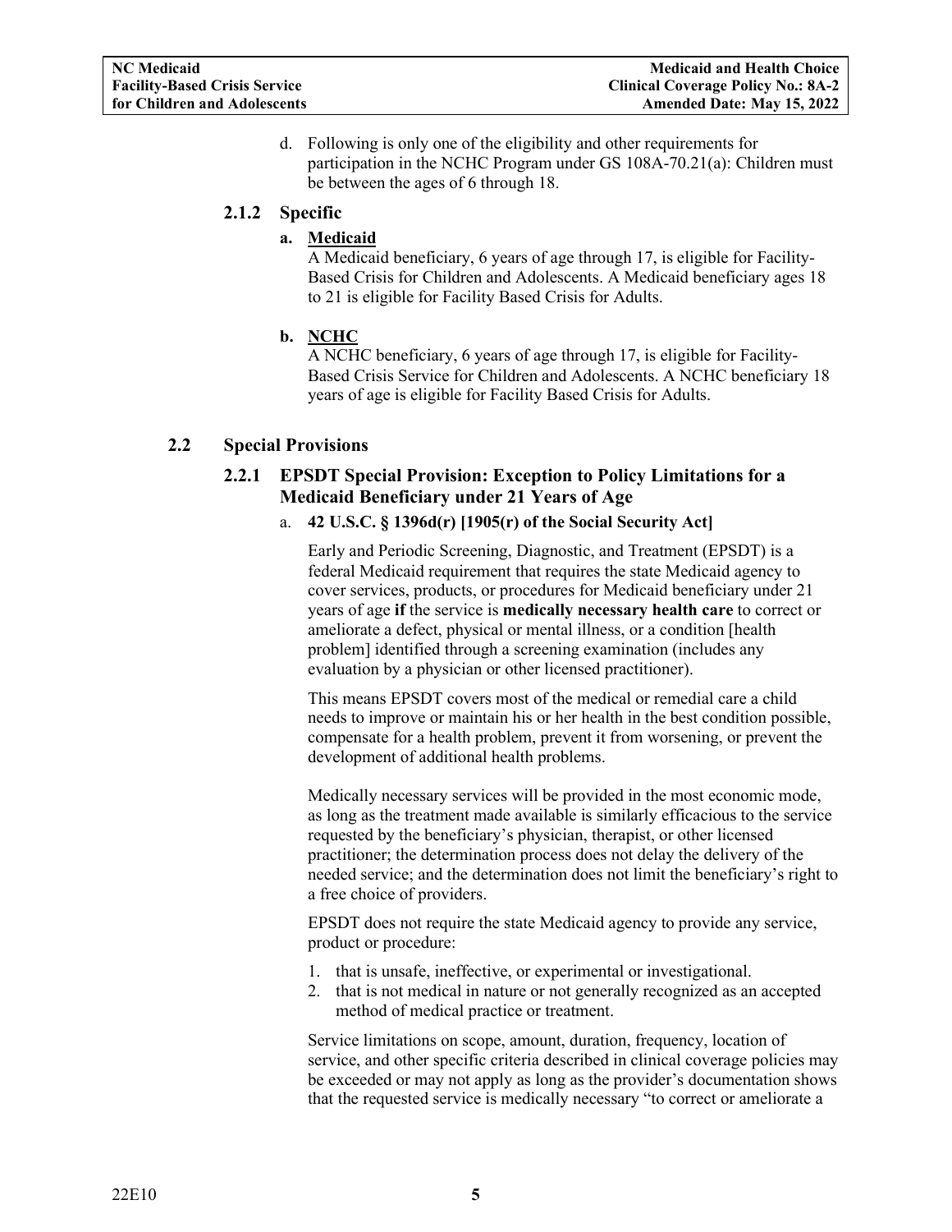d. Following is only one of the eligibility and other requirements for participation in the NCHC Program under GS 108A-70.21(a): Children must be between the ages of 6 through 18.

### 2.1.2 Specific

**a. Medicaid**

A Medicaid beneficiary, 6 years of age through 17, is eligible for Facility-Based Crisis for Children and Adolescents. A Medicaid beneficiary ages 18 to 21 is eligible for Facility Based Crisis for Adults.

**b. NCHC**

A NCHC beneficiary, 6 years of age through 17, is eligible for Facility-Based Crisis Service for Children and Adolescents. A NCHC beneficiary 18 years of age is eligible for Facility Based Crisis for Adults.

## 2.2 Special Provisions

### 2.2.1 EPSDT Special Provision: Exception to Policy Limitations for a Medicaid Beneficiary under 21 Years of Age

a. **42 U.S.C. § 1396d(r) [1905(r) of the Social Security Act]**

Early and Periodic Screening, Diagnostic, and Treatment (EPSDT) is a federal Medicaid requirement that requires the state Medicaid agency to cover services, products, or procedures for Medicaid beneficiary under 21 years of age **if** the service is **medically necessary health care** to correct or ameliorate a defect, physical or mental illness, or a condition [health problem] identified through a screening examination (includes any evaluation by a physician or other licensed practitioner).

This means EPSDT covers most of the medical or remedial care a child needs to improve or maintain his or her health in the best condition possible, compensate for a health problem, prevent it from worsening, or prevent the development of additional health problems.

Medically necessary services will be provided in the most economic mode, as long as the treatment made available is similarly efficacious to the service requested by the beneficiary's physician, therapist, or other licensed practitioner; the determination process does not delay the delivery of the needed service; and the determination does not limit the beneficiary's right to a free choice of providers.

EPSDT does not require the state Medicaid agency to provide any service, product or procedure:

1. that is unsafe, ineffective, or experimental or investigational.
2. that is not medical in nature or not generally recognized as an accepted method of medical practice or treatment.

Service limitations on scope, amount, duration, frequency, location of service, and other specific criteria described in clinical coverage policies may be exceeded or may not apply as long as the provider's documentation shows that the requested service is medically necessary "to correct or ameliorate a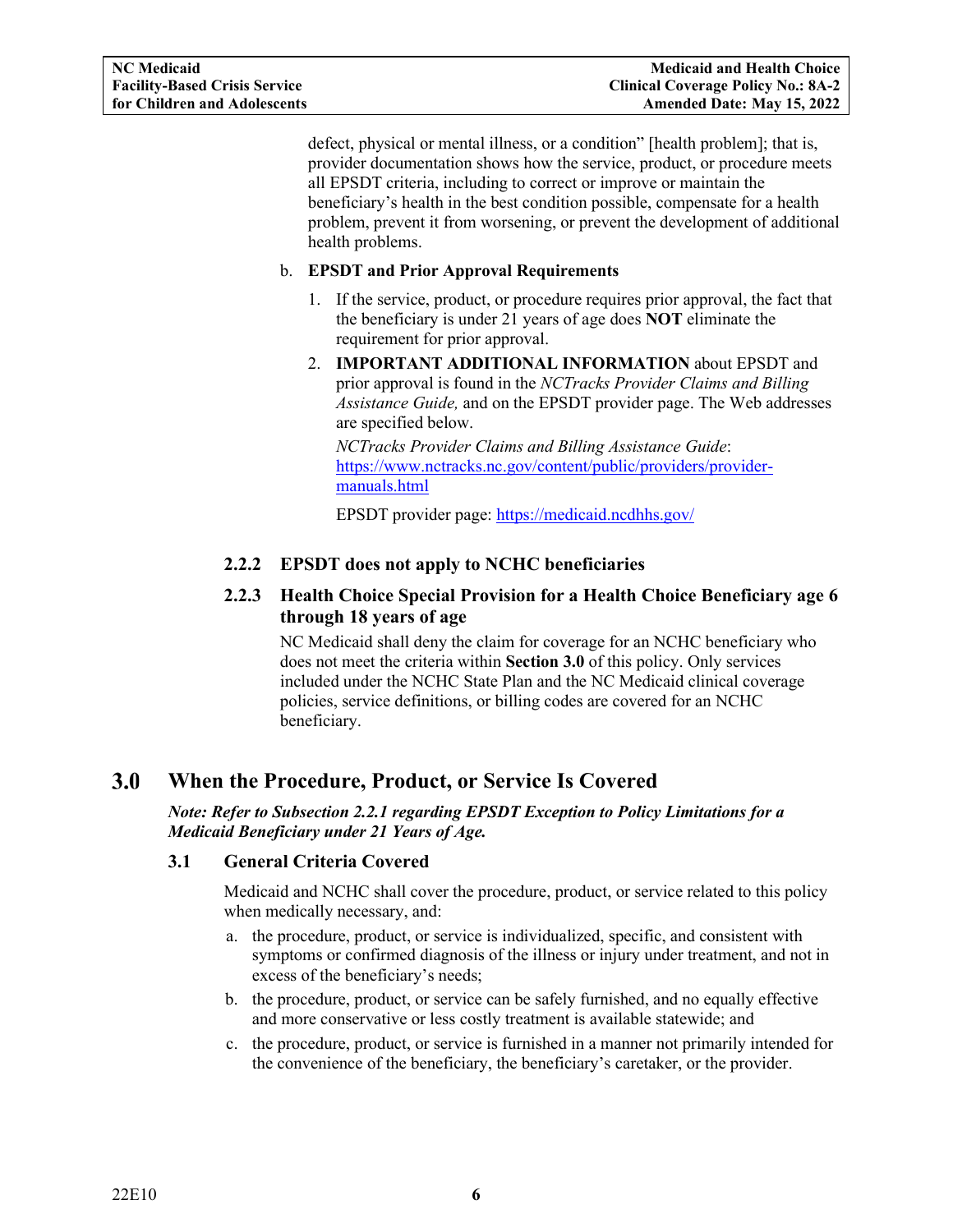defect, physical or mental illness, or a condition" [health problem]; that is, provider documentation shows how the service, product, or procedure meets all EPSDT criteria, including to correct or improve or maintain the beneficiary's health in the best condition possible, compensate for a health problem, prevent it from worsening, or prevent the development of additional health problems.

b. **EPSDT and Prior Approval Requirements**

   1. If the service, product, or procedure requires prior approval, the fact that the beneficiary is under 21 years of age does **NOT** eliminate the requirement for prior approval.
   2. **IMPORTANT ADDITIONAL INFORMATION** about EPSDT and prior approval is found in the *NCTracks Provider Claims and Billing Assistance Guide,* and on the EPSDT provider page. The Web addresses are specified below.

      *NCTracks Provider Claims and Billing Assistance Guide*: https://www.nctracks.nc.gov/content/public/providers/provider-manuals.html

      EPSDT provider page: https://medicaid.ncdhhs.gov/

### 2.2.2 EPSDT does not apply to NCHC beneficiaries

### 2.2.3 Health Choice Special Provision for a Health Choice Beneficiary age 6 through 18 years of age

NC Medicaid shall deny the claim for coverage for an NCHC beneficiary who does not meet the criteria within **Section 3.0** of this policy. Only services included under the NCHC State Plan and the NC Medicaid clinical coverage policies, service definitions, or billing codes are covered for an NCHC beneficiary.

# 3.0 When the Procedure, Product, or Service Is Covered

***Note: Refer to Subsection 2.2.1 regarding EPSDT Exception to Policy Limitations for a Medicaid Beneficiary under 21 Years of Age.***

## 3.1 General Criteria Covered

Medicaid and NCHC shall cover the procedure, product, or service related to this policy when medically necessary, and:

a. the procedure, product, or service is individualized, specific, and consistent with symptoms or confirmed diagnosis of the illness or injury under treatment, and not in excess of the beneficiary's needs;

b. the procedure, product, or service can be safely furnished, and no equally effective and more conservative or less costly treatment is available statewide; and

c. the procedure, product, or service is furnished in a manner not primarily intended for the convenience of the beneficiary, the beneficiary's caretaker, or the provider.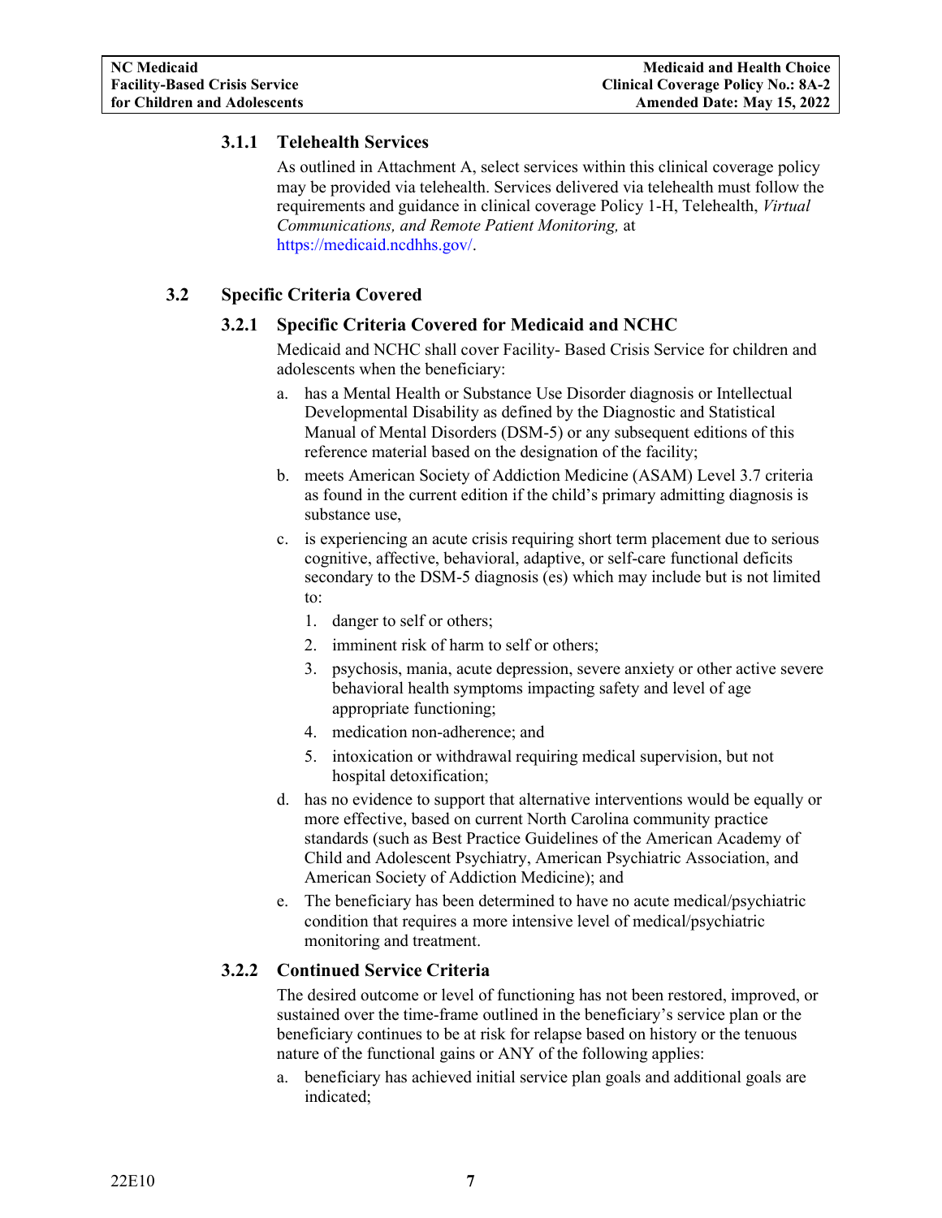### 3.1.1 Telehealth Services

As outlined in Attachment A, select services within this clinical coverage policy may be provided via telehealth. Services delivered via telehealth must follow the requirements and guidance in clinical coverage Policy 1-H, Telehealth, *Virtual Communications, and Remote Patient Monitoring,* at https://medicaid.ncdhhs.gov/.

## 3.2 Specific Criteria Covered

### 3.2.1 Specific Criteria Covered for Medicaid and NCHC

Medicaid and NCHC shall cover Facility- Based Crisis Service for children and adolescents when the beneficiary:

a. has a Mental Health or Substance Use Disorder diagnosis or Intellectual Developmental Disability as defined by the Diagnostic and Statistical Manual of Mental Disorders (DSM-5) or any subsequent editions of this reference material based on the designation of the facility;

b. meets American Society of Addiction Medicine (ASAM) Level 3.7 criteria as found in the current edition if the child's primary admitting diagnosis is substance use,

c. is experiencing an acute crisis requiring short term placement due to serious cognitive, affective, behavioral, adaptive, or self-care functional deficits secondary to the DSM-5 diagnosis (es) which may include but is not limited to:

   1. danger to self or others;
   2. imminent risk of harm to self or others;
   3. psychosis, mania, acute depression, severe anxiety or other active severe behavioral health symptoms impacting safety and level of age appropriate functioning;
   4. medication non-adherence; and
   5. intoxication or withdrawal requiring medical supervision, but not hospital detoxification;

d. has no evidence to support that alternative interventions would be equally or more effective, based on current North Carolina community practice standards (such as Best Practice Guidelines of the American Academy of Child and Adolescent Psychiatry, American Psychiatric Association, and American Society of Addiction Medicine); and

e. The beneficiary has been determined to have no acute medical/psychiatric condition that requires a more intensive level of medical/psychiatric monitoring and treatment.

### 3.2.2 Continued Service Criteria

The desired outcome or level of functioning has not been restored, improved, or sustained over the time-frame outlined in the beneficiary's service plan or the beneficiary continues to be at risk for relapse based on history or the tenuous nature of the functional gains or ANY of the following applies:

a. beneficiary has achieved initial service plan goals and additional goals are indicated;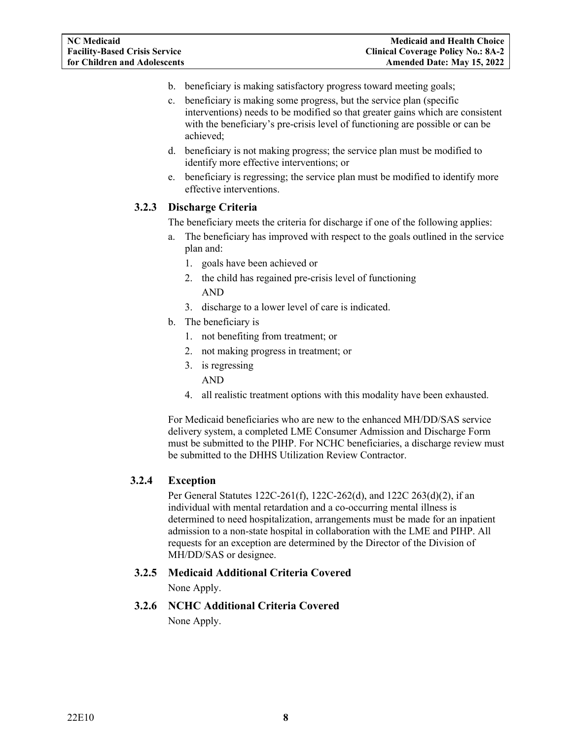b. beneficiary is making satisfactory progress toward meeting goals;
c. beneficiary is making some progress, but the service plan (specific interventions) needs to be modified so that greater gains which are consistent with the beneficiary's pre-crisis level of functioning are possible or can be achieved;
d. beneficiary is not making progress; the service plan must be modified to identify more effective interventions; or
e. beneficiary is regressing; the service plan must be modified to identify more effective interventions.

### 3.2.3 Discharge Criteria

The beneficiary meets the criteria for discharge if one of the following applies:

a. The beneficiary has improved with respect to the goals outlined in the service plan and:
   1. goals have been achieved or
   2. the child has regained pre-crisis level of functioning
      AND
   3. discharge to a lower level of care is indicated.
b. The beneficiary is
   1. not benefiting from treatment; or
   2. not making progress in treatment; or
   3. is regressing
      AND
   4. all realistic treatment options with this modality have been exhausted.

For Medicaid beneficiaries who are new to the enhanced MH/DD/SAS service delivery system, a completed LME Consumer Admission and Discharge Form must be submitted to the PIHP. For NCHC beneficiaries, a discharge review must be submitted to the DHHS Utilization Review Contractor.

### 3.2.4 Exception

Per General Statutes 122C-261(f), 122C-262(d), and 122C 263(d)(2), if an individual with mental retardation and a co-occurring mental illness is determined to need hospitalization, arrangements must be made for an inpatient admission to a non-state hospital in collaboration with the LME and PIHP. All requests for an exception are determined by the Director of the Division of MH/DD/SAS or designee.

### 3.2.5 Medicaid Additional Criteria Covered

None Apply.

### 3.2.6 NCHC Additional Criteria Covered

None Apply.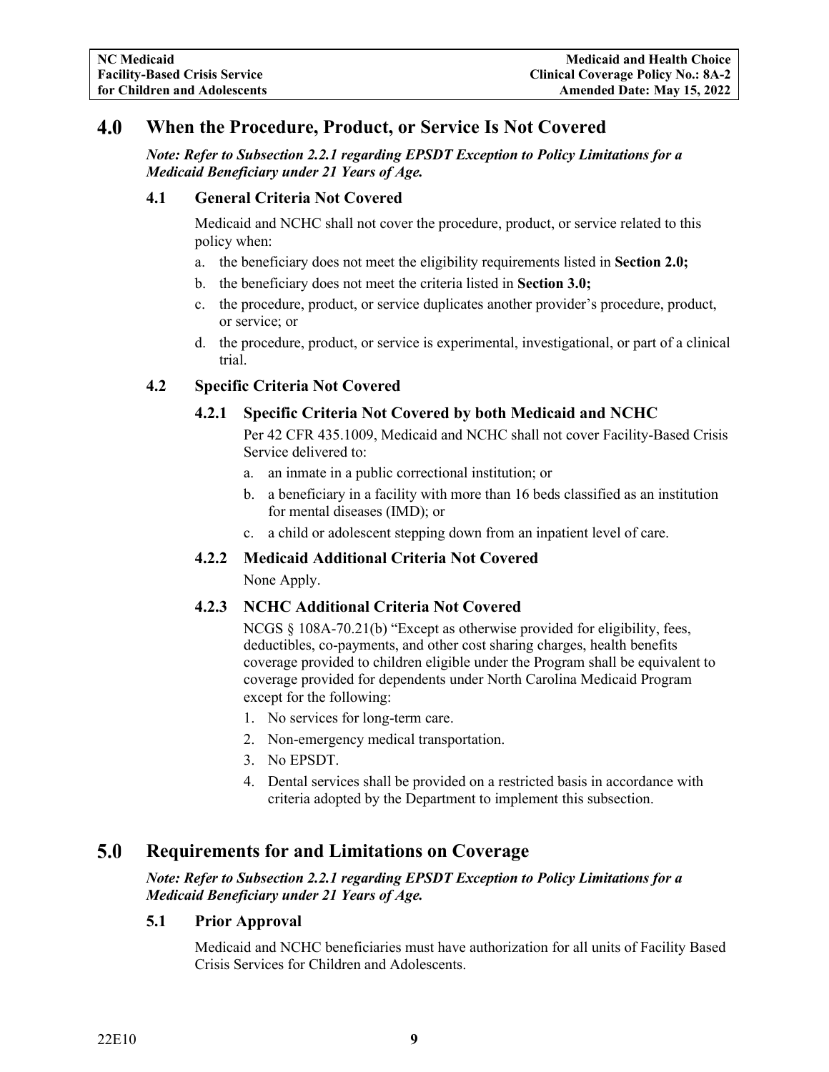# 4.0 When the Procedure, Product, or Service Is Not Covered

***Note: Refer to Subsection 2.2.1 regarding EPSDT Exception to Policy Limitations for a Medicaid Beneficiary under 21 Years of Age.***

## 4.1 General Criteria Not Covered

Medicaid and NCHC shall not cover the procedure, product, or service related to this policy when:

a. the beneficiary does not meet the eligibility requirements listed in **Section 2.0;**
b. the beneficiary does not meet the criteria listed in **Section 3.0;**
c. the procedure, product, or service duplicates another provider's procedure, product, or service; or
d. the procedure, product, or service is experimental, investigational, or part of a clinical trial.

## 4.2 Specific Criteria Not Covered

### 4.2.1 Specific Criteria Not Covered by both Medicaid and NCHC

Per 42 CFR 435.1009, Medicaid and NCHC shall not cover Facility-Based Crisis Service delivered to:

a. an inmate in a public correctional institution; or
b. a beneficiary in a facility with more than 16 beds classified as an institution for mental diseases (IMD); or
c. a child or adolescent stepping down from an inpatient level of care.

### 4.2.2 Medicaid Additional Criteria Not Covered

None Apply.

### 4.2.3 NCHC Additional Criteria Not Covered

NCGS § 108A-70.21(b) "Except as otherwise provided for eligibility, fees, deductibles, co-payments, and other cost sharing charges, health benefits coverage provided to children eligible under the Program shall be equivalent to coverage provided for dependents under North Carolina Medicaid Program except for the following:

1. No services for long-term care.
2. Non-emergency medical transportation.
3. No EPSDT.
4. Dental services shall be provided on a restricted basis in accordance with criteria adopted by the Department to implement this subsection.

# 5.0 Requirements for and Limitations on Coverage

***Note: Refer to Subsection 2.2.1 regarding EPSDT Exception to Policy Limitations for a Medicaid Beneficiary under 21 Years of Age.***

## 5.1 Prior Approval

Medicaid and NCHC beneficiaries must have authorization for all units of Facility Based Crisis Services for Children and Adolescents.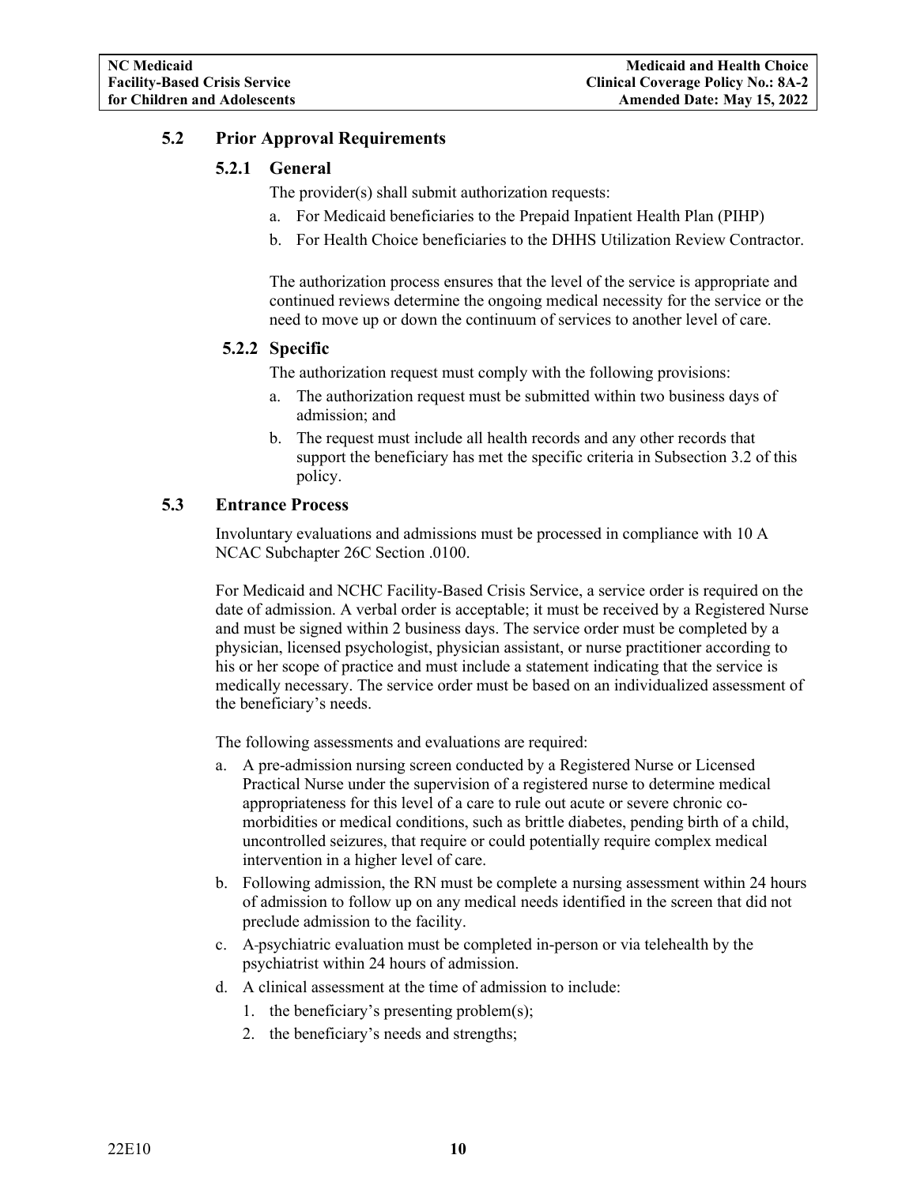## 5.2 Prior Approval Requirements

### 5.2.1 General

The provider(s) shall submit authorization requests:

a. For Medicaid beneficiaries to the Prepaid Inpatient Health Plan (PIHP)
b. For Health Choice beneficiaries to the DHHS Utilization Review Contractor.

The authorization process ensures that the level of the service is appropriate and continued reviews determine the ongoing medical necessity for the service or the need to move up or down the continuum of services to another level of care.

### 5.2.2 Specific

The authorization request must comply with the following provisions:

a. The authorization request must be submitted within two business days of admission; and
b. The request must include all health records and any other records that support the beneficiary has met the specific criteria in Subsection 3.2 of this policy.

## 5.3 Entrance Process

Involuntary evaluations and admissions must be processed in compliance with 10 A NCAC Subchapter 26C Section .0100.

For Medicaid and NCHC Facility-Based Crisis Service, a service order is required on the date of admission. A verbal order is acceptable; it must be received by a Registered Nurse and must be signed within 2 business days. The service order must be completed by a physician, licensed psychologist, physician assistant, or nurse practitioner according to his or her scope of practice and must include a statement indicating that the service is medically necessary. The service order must be based on an individualized assessment of the beneficiary's needs.

The following assessments and evaluations are required:

a. A pre-admission nursing screen conducted by a Registered Nurse or Licensed Practical Nurse under the supervision of a registered nurse to determine medical appropriateness for this level of a care to rule out acute or severe chronic co-morbidities or medical conditions, such as brittle diabetes, pending birth of a child, uncontrolled seizures, that require or could potentially require complex medical intervention in a higher level of care.
b. Following admission, the RN must be complete a nursing assessment within 24 hours of admission to follow up on any medical needs identified in the screen that did not preclude admission to the facility.
c. A psychiatric evaluation must be completed in-person or via telehealth by the psychiatrist within 24 hours of admission.
d. A clinical assessment at the time of admission to include:
   1. the beneficiary's presenting problem(s);
   2. the beneficiary's needs and strengths;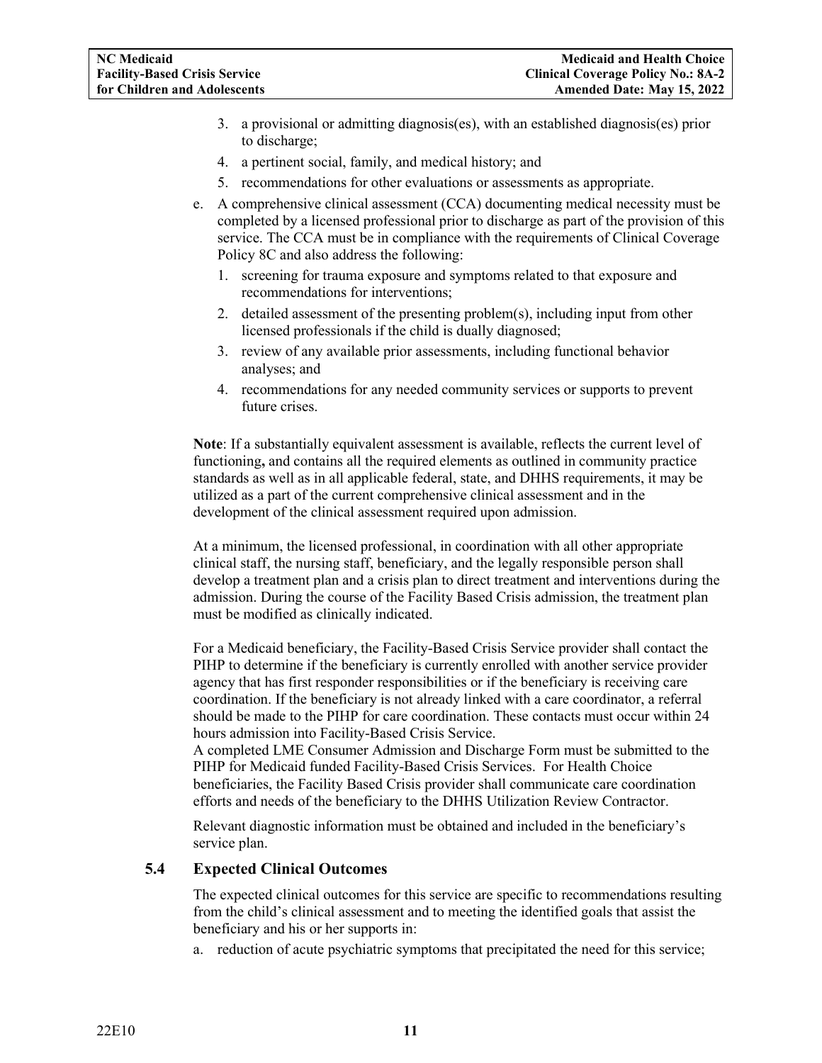3. a provisional or admitting diagnosis(es), with an established diagnosis(es) prior to discharge;
4. a pertinent social, family, and medical history; and
5. recommendations for other evaluations or assessments as appropriate.

e. A comprehensive clinical assessment (CCA) documenting medical necessity must be completed by a licensed professional prior to discharge as part of the provision of this service. The CCA must be in compliance with the requirements of Clinical Coverage Policy 8C and also address the following:
   1. screening for trauma exposure and symptoms related to that exposure and recommendations for interventions;
   2. detailed assessment of the presenting problem(s), including input from other licensed professionals if the child is dually diagnosed;
   3. review of any available prior assessments, including functional behavior analyses; and
   4. recommendations for any needed community services or supports to prevent future crises.

**Note**: If a substantially equivalent assessment is available, reflects the current level of functioning**,** and contains all the required elements as outlined in community practice standards as well as in all applicable federal, state, and DHHS requirements, it may be utilized as a part of the current comprehensive clinical assessment and in the development of the clinical assessment required upon admission.

At a minimum, the licensed professional, in coordination with all other appropriate clinical staff, the nursing staff, beneficiary, and the legally responsible person shall develop a treatment plan and a crisis plan to direct treatment and interventions during the admission. During the course of the Facility Based Crisis admission, the treatment plan must be modified as clinically indicated.

For a Medicaid beneficiary, the Facility-Based Crisis Service provider shall contact the PIHP to determine if the beneficiary is currently enrolled with another service provider agency that has first responder responsibilities or if the beneficiary is receiving care coordination. If the beneficiary is not already linked with a care coordinator, a referral should be made to the PIHP for care coordination. These contacts must occur within 24 hours admission into Facility-Based Crisis Service.
A completed LME Consumer Admission and Discharge Form must be submitted to the PIHP for Medicaid funded Facility-Based Crisis Services. For Health Choice beneficiaries, the Facility Based Crisis provider shall communicate care coordination efforts and needs of the beneficiary to the DHHS Utilization Review Contractor.

Relevant diagnostic information must be obtained and included in the beneficiary's service plan.

### 5.4 Expected Clinical Outcomes

The expected clinical outcomes for this service are specific to recommendations resulting from the child's clinical assessment and to meeting the identified goals that assist the beneficiary and his or her supports in:

a. reduction of acute psychiatric symptoms that precipitated the need for this service;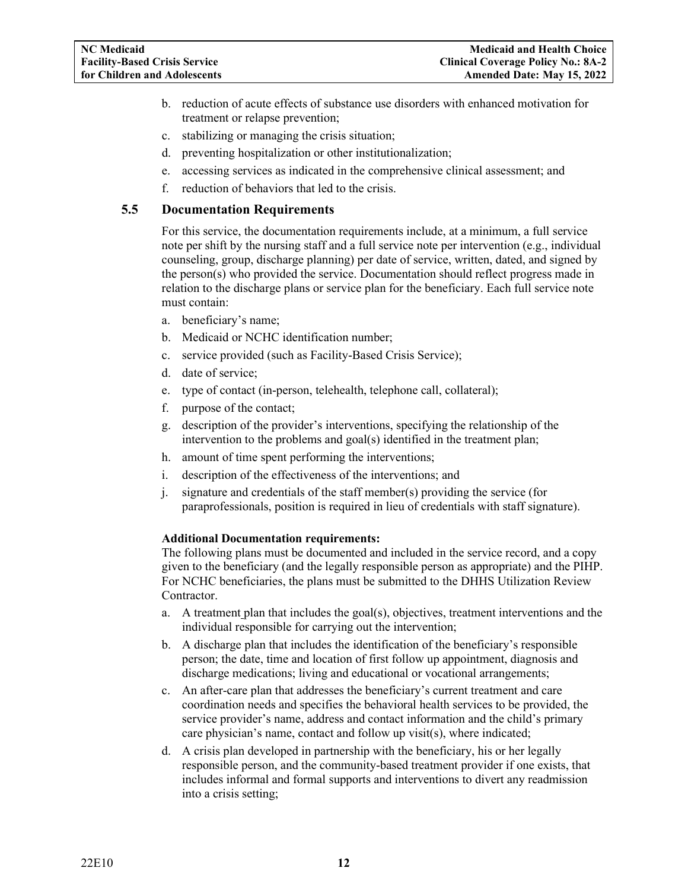b. reduction of acute effects of substance use disorders with enhanced motivation for treatment or relapse prevention;
c. stabilizing or managing the crisis situation;
d. preventing hospitalization or other institutionalization;
e. accessing services as indicated in the comprehensive clinical assessment; and
f. reduction of behaviors that led to the crisis.

## 5.5 Documentation Requirements

For this service, the documentation requirements include, at a minimum, a full service note per shift by the nursing staff and a full service note per intervention (e.g., individual counseling, group, discharge planning) per date of service, written, dated, and signed by the person(s) who provided the service. Documentation should reflect progress made in relation to the discharge plans or service plan for the beneficiary. Each full service note must contain:

a. beneficiary's name;
b. Medicaid or NCHC identification number;
c. service provided (such as Facility-Based Crisis Service);
d. date of service;
e. type of contact (in-person, telehealth, telephone call, collateral);
f. purpose of the contact;
g. description of the provider's interventions, specifying the relationship of the intervention to the problems and goal(s) identified in the treatment plan;
h. amount of time spent performing the interventions;
i. description of the effectiveness of the interventions; and
j. signature and credentials of the staff member(s) providing the service (for paraprofessionals, position is required in lieu of credentials with staff signature).

**Additional Documentation requirements:**
The following plans must be documented and included in the service record, and a copy given to the beneficiary (and the legally responsible person as appropriate) and the PIHP. For NCHC beneficiaries, the plans must be submitted to the DHHS Utilization Review Contractor.

a. A treatment plan that includes the goal(s), objectives, treatment interventions and the individual responsible for carrying out the intervention;
b. A discharge plan that includes the identification of the beneficiary's responsible person; the date, time and location of first follow up appointment, diagnosis and discharge medications; living and educational or vocational arrangements;
c. An after-care plan that addresses the beneficiary's current treatment and care coordination needs and specifies the behavioral health services to be provided, the service provider's name, address and contact information and the child's primary care physician's name, contact and follow up visit(s), where indicated;
d. A crisis plan developed in partnership with the beneficiary, his or her legally responsible person, and the community-based treatment provider if one exists, that includes informal and formal supports and interventions to divert any readmission into a crisis setting;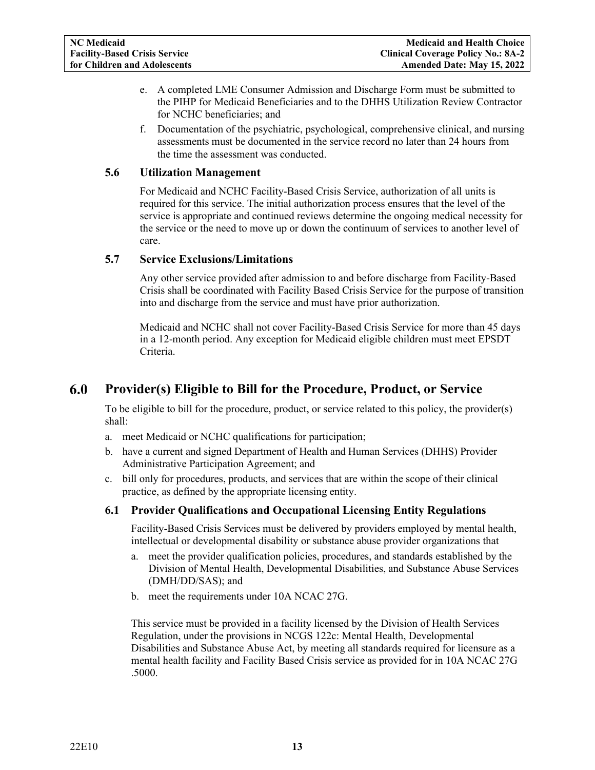e. A completed LME Consumer Admission and Discharge Form must be submitted to the PIHP for Medicaid Beneficiaries and to the DHHS Utilization Review Contractor for NCHC beneficiaries; and
f. Documentation of the psychiatric, psychological, comprehensive clinical, and nursing assessments must be documented in the service record no later than 24 hours from the time the assessment was conducted.

### 5.6 Utilization Management

For Medicaid and NCHC Facility-Based Crisis Service, authorization of all units is required for this service. The initial authorization process ensures that the level of the service is appropriate and continued reviews determine the ongoing medical necessity for the service or the need to move up or down the continuum of services to another level of care.

### 5.7 Service Exclusions/Limitations

Any other service provided after admission to and before discharge from Facility-Based Crisis shall be coordinated with Facility Based Crisis Service for the purpose of transition into and discharge from the service and must have prior authorization.

Medicaid and NCHC shall not cover Facility-Based Crisis Service for more than 45 days in a 12-month period. Any exception for Medicaid eligible children must meet EPSDT Criteria.

## 6.0 Provider(s) Eligible to Bill for the Procedure, Product, or Service

To be eligible to bill for the procedure, product, or service related to this policy, the provider(s) shall:

a. meet Medicaid or NCHC qualifications for participation;
b. have a current and signed Department of Health and Human Services (DHHS) Provider Administrative Participation Agreement; and
c. bill only for procedures, products, and services that are within the scope of their clinical practice, as defined by the appropriate licensing entity.

### 6.1 Provider Qualifications and Occupational Licensing Entity Regulations

Facility-Based Crisis Services must be delivered by providers employed by mental health, intellectual or developmental disability or substance abuse provider organizations that

a. meet the provider qualification policies, procedures, and standards established by the Division of Mental Health, Developmental Disabilities, and Substance Abuse Services (DMH/DD/SAS); and
b. meet the requirements under 10A NCAC 27G.

This service must be provided in a facility licensed by the Division of Health Services Regulation, under the provisions in NCGS 122c: Mental Health, Developmental Disabilities and Substance Abuse Act, by meeting all standards required for licensure as a mental health facility and Facility Based Crisis service as provided for in 10A NCAC 27G .5000.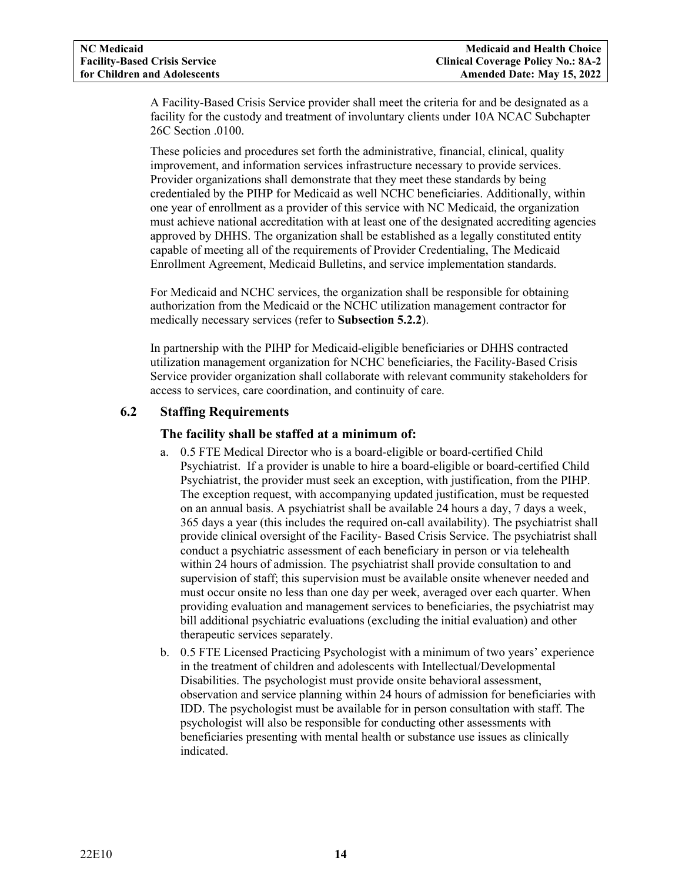A Facility-Based Crisis Service provider shall meet the criteria for and be designated as a facility for the custody and treatment of involuntary clients under 10A NCAC Subchapter 26C Section .0100.

These policies and procedures set forth the administrative, financial, clinical, quality improvement, and information services infrastructure necessary to provide services. Provider organizations shall demonstrate that they meet these standards by being credentialed by the PIHP for Medicaid as well NCHC beneficiaries. Additionally, within one year of enrollment as a provider of this service with NC Medicaid, the organization must achieve national accreditation with at least one of the designated accrediting agencies approved by DHHS. The organization shall be established as a legally constituted entity capable of meeting all of the requirements of Provider Credentialing, The Medicaid Enrollment Agreement, Medicaid Bulletins, and service implementation standards.

For Medicaid and NCHC services, the organization shall be responsible for obtaining authorization from the Medicaid or the NCHC utilization management contractor for medically necessary services (refer to **Subsection 5.2.2**).

In partnership with the PIHP for Medicaid-eligible beneficiaries or DHHS contracted utilization management organization for NCHC beneficiaries, the Facility-Based Crisis Service provider organization shall collaborate with relevant community stakeholders for access to services, care coordination, and continuity of care.

## 6.2 Staffing Requirements

### The facility shall be staffed at a minimum of:

a. 0.5 FTE Medical Director who is a board-eligible or board-certified Child Psychiatrist. If a provider is unable to hire a board-eligible or board-certified Child Psychiatrist, the provider must seek an exception, with justification, from the PIHP. The exception request, with accompanying updated justification, must be requested on an annual basis. A psychiatrist shall be available 24 hours a day, 7 days a week, 365 days a year (this includes the required on-call availability). The psychiatrist shall provide clinical oversight of the Facility- Based Crisis Service. The psychiatrist shall conduct a psychiatric assessment of each beneficiary in person or via telehealth within 24 hours of admission. The psychiatrist shall provide consultation to and supervision of staff; this supervision must be available onsite whenever needed and must occur onsite no less than one day per week, averaged over each quarter. When providing evaluation and management services to beneficiaries, the psychiatrist may bill additional psychiatric evaluations (excluding the initial evaluation) and other therapeutic services separately.

b. 0.5 FTE Licensed Practicing Psychologist with a minimum of two years' experience in the treatment of children and adolescents with Intellectual/Developmental Disabilities. The psychologist must provide onsite behavioral assessment, observation and service planning within 24 hours of admission for beneficiaries with IDD. The psychologist must be available for in person consultation with staff. The psychologist will also be responsible for conducting other assessments with beneficiaries presenting with mental health or substance use issues as clinically indicated.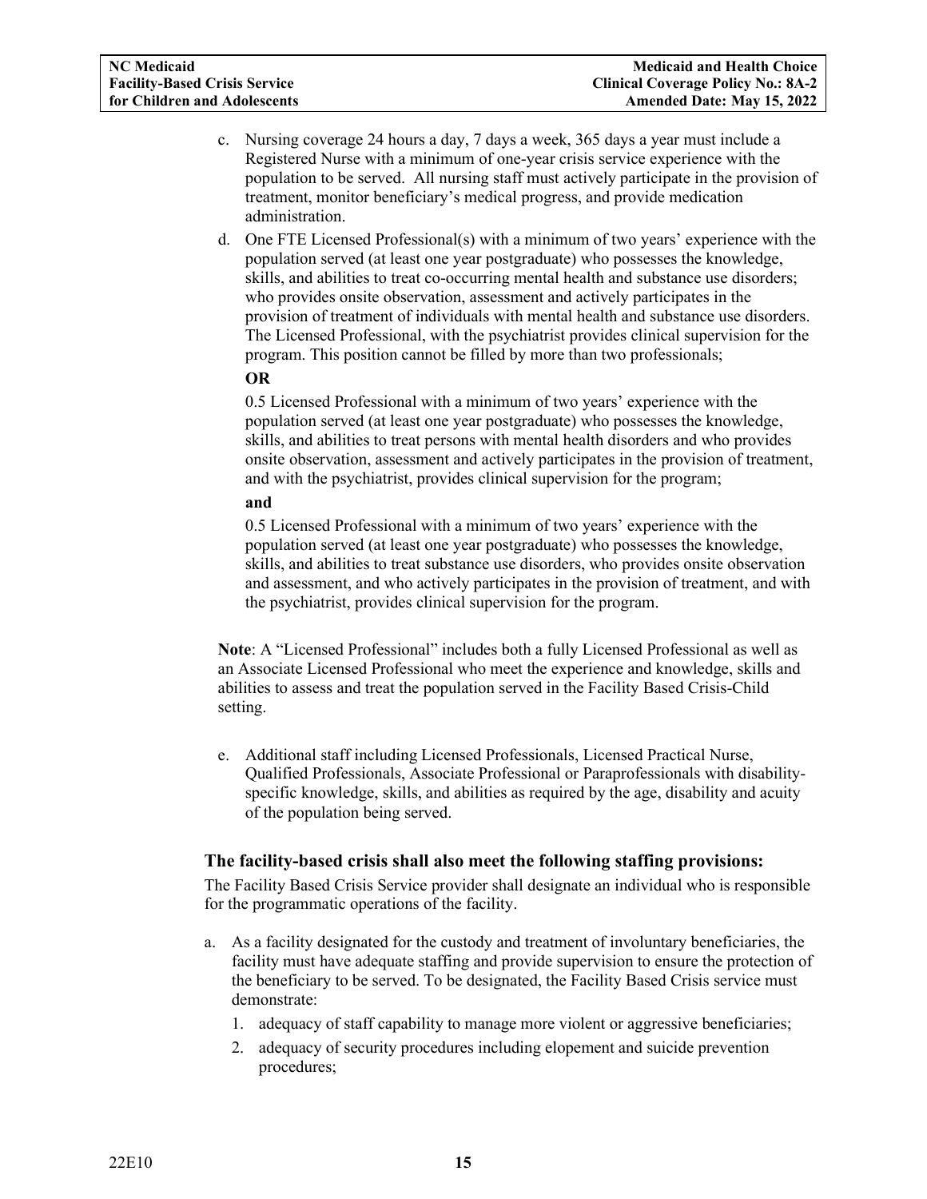c. Nursing coverage 24 hours a day, 7 days a week, 365 days a year must include a Registered Nurse with a minimum of one-year crisis service experience with the population to be served. All nursing staff must actively participate in the provision of treatment, monitor beneficiary's medical progress, and provide medication administration.

d. One FTE Licensed Professional(s) with a minimum of two years' experience with the population served (at least one year postgraduate) who possesses the knowledge, skills, and abilities to treat co-occurring mental health and substance use disorders; who provides onsite observation, assessment and actively participates in the provision of treatment of individuals with mental health and substance use disorders. The Licensed Professional, with the psychiatrist provides clinical supervision for the program. This position cannot be filled by more than two professionals;

   **OR**

   0.5 Licensed Professional with a minimum of two years' experience with the population served (at least one year postgraduate) who possesses the knowledge, skills, and abilities to treat persons with mental health disorders and who provides onsite observation, assessment and actively participates in the provision of treatment, and with the psychiatrist, provides clinical supervision for the program;

   **and**

   0.5 Licensed Professional with a minimum of two years' experience with the population served (at least one year postgraduate) who possesses the knowledge, skills, and abilities to treat substance use disorders, who provides onsite observation and assessment, and who actively participates in the provision of treatment, and with the psychiatrist, provides clinical supervision for the program.

**Note**: A "Licensed Professional" includes both a fully Licensed Professional as well as an Associate Licensed Professional who meet the experience and knowledge, skills and abilities to assess and treat the population served in the Facility Based Crisis-Child setting.

e. Additional staff including Licensed Professionals, Licensed Practical Nurse, Qualified Professionals, Associate Professional or Paraprofessionals with disability-specific knowledge, skills, and abilities as required by the age, disability and acuity of the population being served.

### The facility-based crisis shall also meet the following staffing provisions:

The Facility Based Crisis Service provider shall designate an individual who is responsible for the programmatic operations of the facility.

a. As a facility designated for the custody and treatment of involuntary beneficiaries, the facility must have adequate staffing and provide supervision to ensure the protection of the beneficiary to be served. To be designated, the Facility Based Crisis service must demonstrate:
   1. adequacy of staff capability to manage more violent or aggressive beneficiaries;
   2. adequacy of security procedures including elopement and suicide prevention procedures;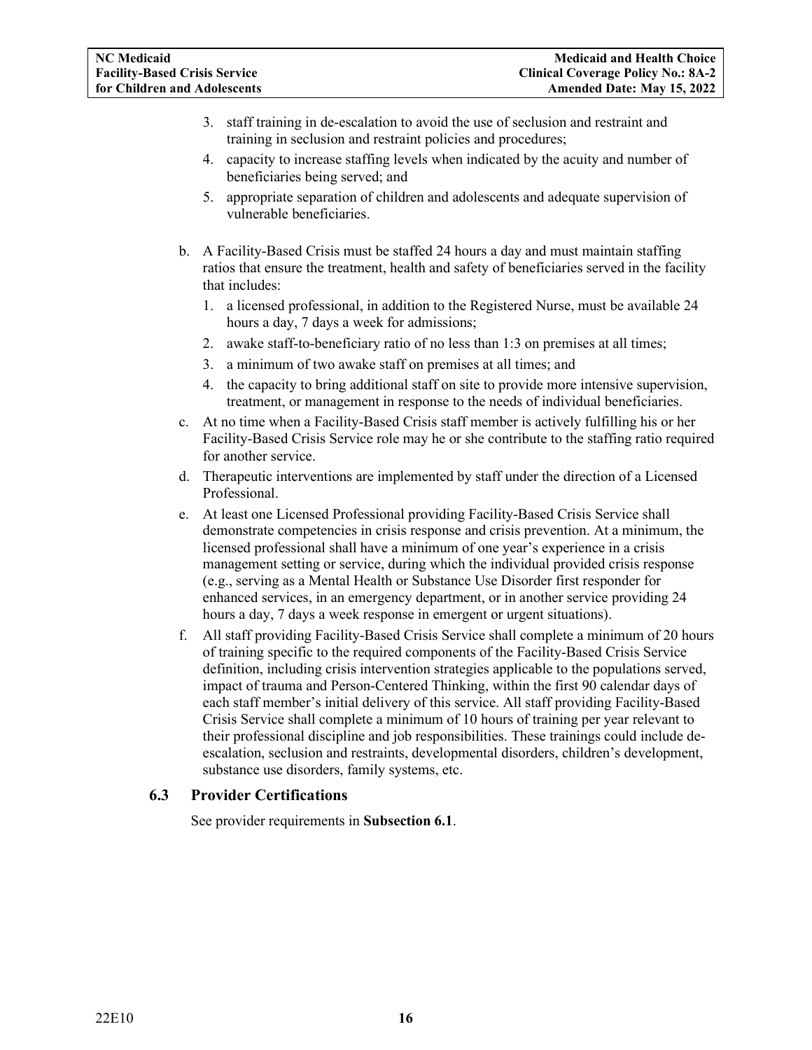3. staff training in de-escalation to avoid the use of seclusion and restraint and training in seclusion and restraint policies and procedures;
4. capacity to increase staffing levels when indicated by the acuity and number of beneficiaries being served; and
5. appropriate separation of children and adolescents and adequate supervision of vulnerable beneficiaries.

b. A Facility-Based Crisis must be staffed 24 hours a day and must maintain staffing ratios that ensure the treatment, health and safety of beneficiaries served in the facility that includes:
   1. a licensed professional, in addition to the Registered Nurse, must be available 24 hours a day, 7 days a week for admissions;
   2. awake staff-to-beneficiary ratio of no less than 1:3 on premises at all times;
   3. a minimum of two awake staff on premises at all times; and
   4. the capacity to bring additional staff on site to provide more intensive supervision, treatment, or management in response to the needs of individual beneficiaries.

c. At no time when a Facility-Based Crisis staff member is actively fulfilling his or her Facility-Based Crisis Service role may he or she contribute to the staffing ratio required for another service.

d. Therapeutic interventions are implemented by staff under the direction of a Licensed Professional.

e. At least one Licensed Professional providing Facility-Based Crisis Service shall demonstrate competencies in crisis response and crisis prevention. At a minimum, the licensed professional shall have a minimum of one year's experience in a crisis management setting or service, during which the individual provided crisis response (e.g., serving as a Mental Health or Substance Use Disorder first responder for enhanced services, in an emergency department, or in another service providing 24 hours a day, 7 days a week response in emergent or urgent situations).

f. All staff providing Facility-Based Crisis Service shall complete a minimum of 20 hours of training specific to the required components of the Facility-Based Crisis Service definition, including crisis intervention strategies applicable to the populations served, impact of trauma and Person-Centered Thinking, within the first 90 calendar days of each staff member's initial delivery of this service. All staff providing Facility-Based Crisis Service shall complete a minimum of 10 hours of training per year relevant to their professional discipline and job responsibilities. These trainings could include de-escalation, seclusion and restraints, developmental disorders, children's development, substance use disorders, family systems, etc.

### 6.3 Provider Certifications

See provider requirements in **Subsection 6.1**.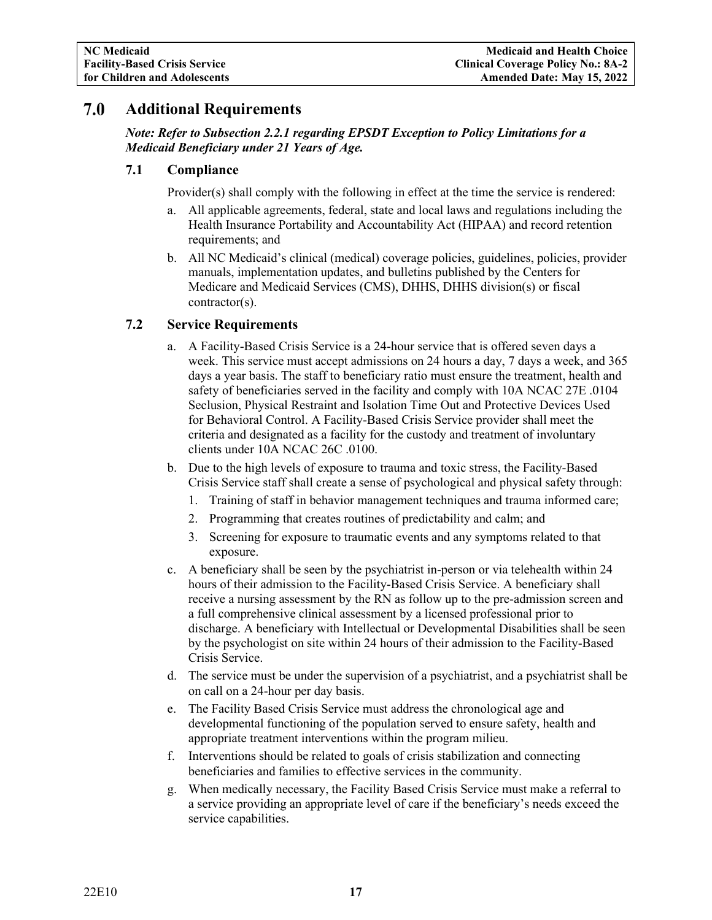# 7.0 Additional Requirements

***Note: Refer to Subsection 2.2.1 regarding EPSDT Exception to Policy Limitations for a Medicaid Beneficiary under 21 Years of Age.***

## 7.1 Compliance

Provider(s) shall comply with the following in effect at the time the service is rendered:

a. All applicable agreements, federal, state and local laws and regulations including the Health Insurance Portability and Accountability Act (HIPAA) and record retention requirements; and
b. All NC Medicaid's clinical (medical) coverage policies, guidelines, policies, provider manuals, implementation updates, and bulletins published by the Centers for Medicare and Medicaid Services (CMS), DHHS, DHHS division(s) or fiscal contractor(s).

## 7.2 Service Requirements

a. A Facility-Based Crisis Service is a 24-hour service that is offered seven days a week. This service must accept admissions on 24 hours a day, 7 days a week, and 365 days a year basis. The staff to beneficiary ratio must ensure the treatment, health and safety of beneficiaries served in the facility and comply with 10A NCAC 27E .0104 Seclusion, Physical Restraint and Isolation Time Out and Protective Devices Used for Behavioral Control. A Facility-Based Crisis Service provider shall meet the criteria and designated as a facility for the custody and treatment of involuntary clients under 10A NCAC 26C .0100.
b. Due to the high levels of exposure to trauma and toxic stress, the Facility-Based Crisis Service staff shall create a sense of psychological and physical safety through:
   1. Training of staff in behavior management techniques and trauma informed care;
   2. Programming that creates routines of predictability and calm; and
   3. Screening for exposure to traumatic events and any symptoms related to that exposure.
c. A beneficiary shall be seen by the psychiatrist in-person or via telehealth within 24 hours of their admission to the Facility-Based Crisis Service. A beneficiary shall receive a nursing assessment by the RN as follow up to the pre-admission screen and a full comprehensive clinical assessment by a licensed professional prior to discharge. A beneficiary with Intellectual or Developmental Disabilities shall be seen by the psychologist on site within 24 hours of their admission to the Facility-Based Crisis Service.
d. The service must be under the supervision of a psychiatrist, and a psychiatrist shall be on call on a 24-hour per day basis.
e. The Facility Based Crisis Service must address the chronological age and developmental functioning of the population served to ensure safety, health and appropriate treatment interventions within the program milieu.
f. Interventions should be related to goals of crisis stabilization and connecting beneficiaries and families to effective services in the community.
g. When medically necessary, the Facility Based Crisis Service must make a referral to a service providing an appropriate level of care if the beneficiary's needs exceed the service capabilities.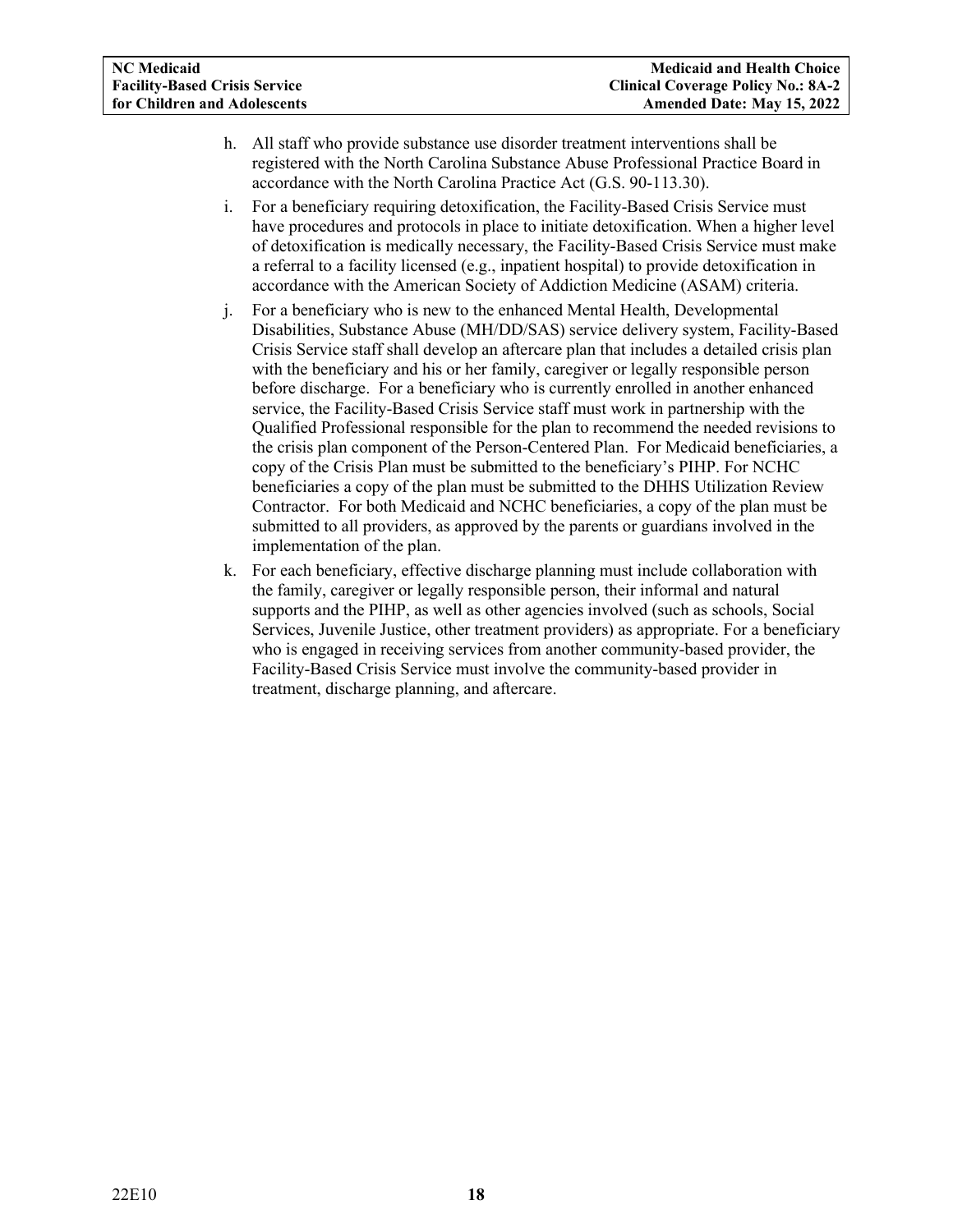h. All staff who provide substance use disorder treatment interventions shall be registered with the North Carolina Substance Abuse Professional Practice Board in accordance with the North Carolina Practice Act (G.S. 90-113.30).

i. For a beneficiary requiring detoxification, the Facility-Based Crisis Service must have procedures and protocols in place to initiate detoxification. When a higher level of detoxification is medically necessary, the Facility-Based Crisis Service must make a referral to a facility licensed (e.g., inpatient hospital) to provide detoxification in accordance with the American Society of Addiction Medicine (ASAM) criteria.

j. For a beneficiary who is new to the enhanced Mental Health, Developmental Disabilities, Substance Abuse (MH/DD/SAS) service delivery system, Facility-Based Crisis Service staff shall develop an aftercare plan that includes a detailed crisis plan with the beneficiary and his or her family, caregiver or legally responsible person before discharge. For a beneficiary who is currently enrolled in another enhanced service, the Facility-Based Crisis Service staff must work in partnership with the Qualified Professional responsible for the plan to recommend the needed revisions to the crisis plan component of the Person-Centered Plan. For Medicaid beneficiaries, a copy of the Crisis Plan must be submitted to the beneficiary's PIHP. For NCHC beneficiaries a copy of the plan must be submitted to the DHHS Utilization Review Contractor. For both Medicaid and NCHC beneficiaries, a copy of the plan must be submitted to all providers, as approved by the parents or guardians involved in the implementation of the plan.

k. For each beneficiary, effective discharge planning must include collaboration with the family, caregiver or legally responsible person, their informal and natural supports and the PIHP, as well as other agencies involved (such as schools, Social Services, Juvenile Justice, other treatment providers) as appropriate. For a beneficiary who is engaged in receiving services from another community-based provider, the Facility-Based Crisis Service must involve the community-based provider in treatment, discharge planning, and aftercare.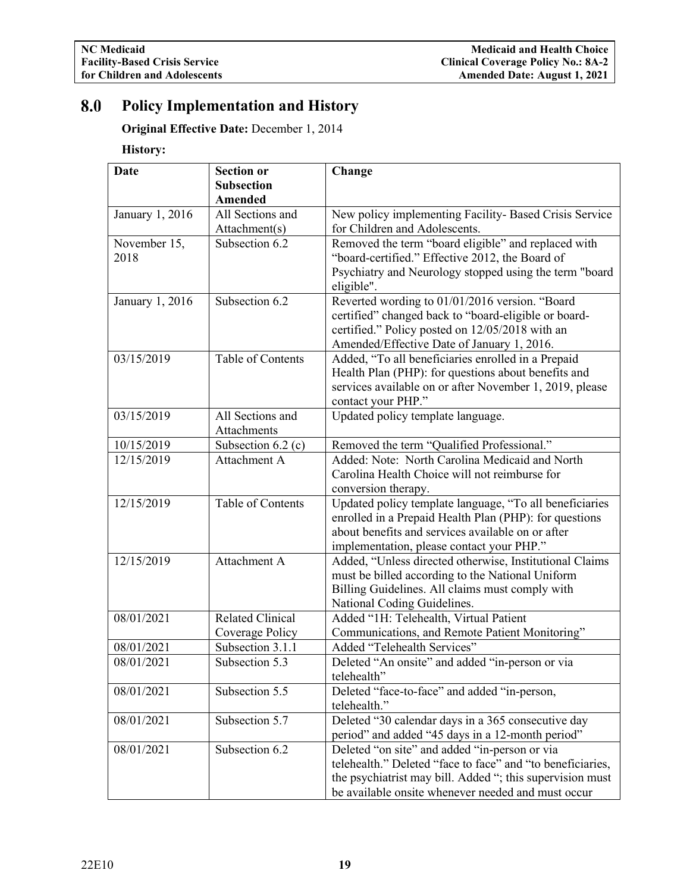## 8.0 Policy Implementation and History

**Original Effective Date:** December 1, 2014

**History:**

| Date | Section or Subsection Amended | Change |
|---|---|---|
| January 1, 2016 | All Sections and Attachment(s) | New policy implementing Facility- Based Crisis Service for Children and Adolescents. |
| November 15, 2018 | Subsection 6.2 | Removed the term "board eligible" and replaced with "board-certified." Effective 2012, the Board of Psychiatry and Neurology stopped using the term "board eligible". |
| January 1, 2016 | Subsection 6.2 | Reverted wording to 01/01/2016 version. "Board certified" changed back to "board-eligible or board-certified." Policy posted on 12/05/2018 with an Amended/Effective Date of January 1, 2016. |
| 03/15/2019 | Table of Contents | Added, "To all beneficiaries enrolled in a Prepaid Health Plan (PHP): for questions about benefits and services available on or after November 1, 2019, please contact your PHP." |
| 03/15/2019 | All Sections and Attachments | Updated policy template language. |
| 10/15/2019 | Subsection 6.2 (c) | Removed the term "Qualified Professional." |
| 12/15/2019 | Attachment A | Added: Note: North Carolina Medicaid and North Carolina Health Choice will not reimburse for conversion therapy. |
| 12/15/2019 | Table of Contents | Updated policy template language, "To all beneficiaries enrolled in a Prepaid Health Plan (PHP): for questions about benefits and services available on or after implementation, please contact your PHP." |
| 12/15/2019 | Attachment A | Added, "Unless directed otherwise, Institutional Claims must be billed according to the National Uniform Billing Guidelines. All claims must comply with National Coding Guidelines. |
| 08/01/2021 | Related Clinical Coverage Policy | Added "1H: Telehealth, Virtual Patient Communications, and Remote Patient Monitoring" |
| 08/01/2021 | Subsection 3.1.1 | Added "Telehealth Services" |
| 08/01/2021 | Subsection 5.3 | Deleted "An onsite" and added "in-person or via telehealth" |
| 08/01/2021 | Subsection 5.5 | Deleted "face-to-face" and added "in-person, telehealth." |
| 08/01/2021 | Subsection 5.7 | Deleted "30 calendar days in a 365 consecutive day period" and added "45 days in a 12-month period" |
| 08/01/2021 | Subsection 6.2 | Deleted "on site" and added "in-person or via telehealth." Deleted "face to face" and "to beneficiaries, the psychiatrist may bill. Added "; this supervision must be available onsite whenever needed and must occur |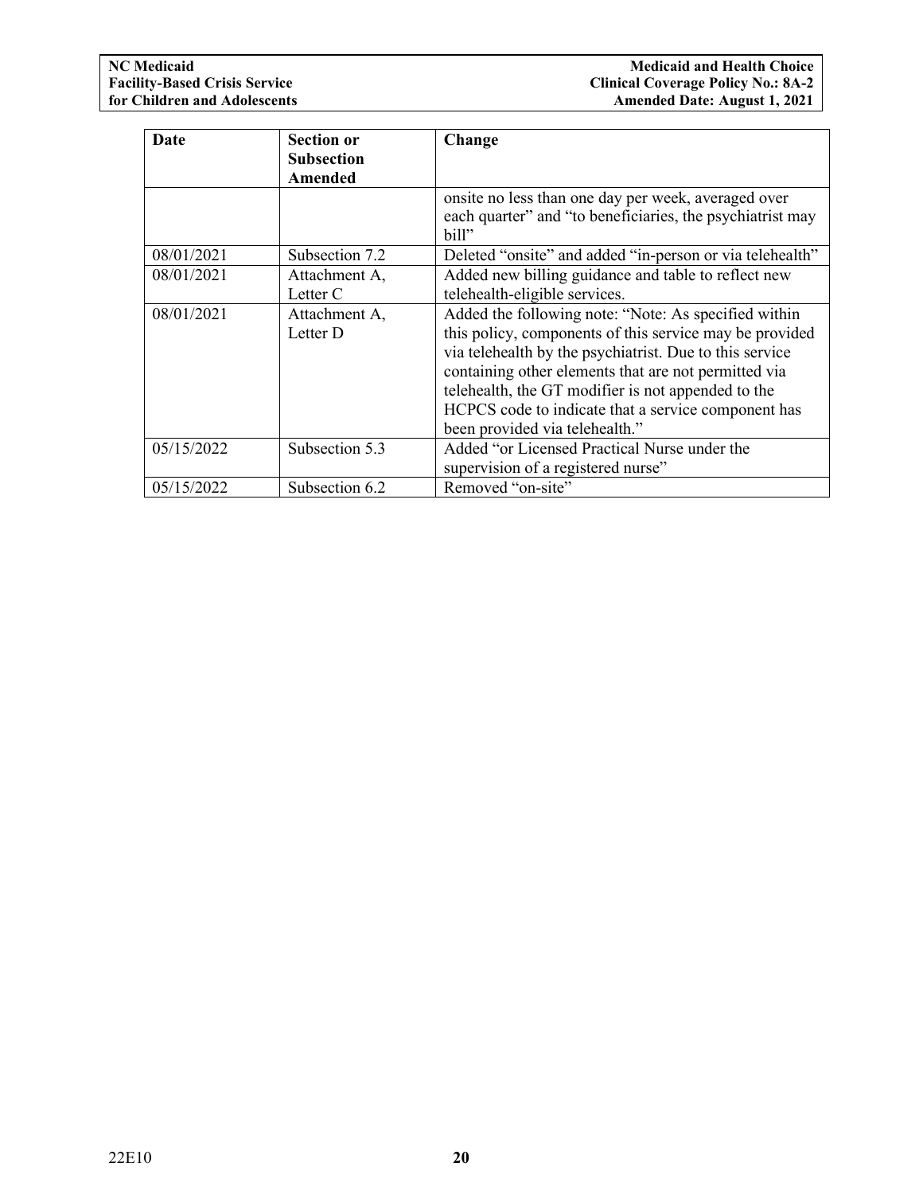| Date | Section or Subsection Amended | Change |
|---|---|---|
| | | onsite no less than one day per week, averaged over each quarter" and "to beneficiaries, the psychiatrist may bill" |
| 08/01/2021 | Subsection 7.2 | Deleted "onsite" and added "in-person or via telehealth" |
| 08/01/2021 | Attachment A, Letter C | Added new billing guidance and table to reflect new telehealth-eligible services. |
| 08/01/2021 | Attachment A, Letter D | Added the following note: "Note: As specified within this policy, components of this service may be provided via telehealth by the psychiatrist. Due to this service containing other elements that are not permitted via telehealth, the GT modifier is not appended to the HCPCS code to indicate that a service component has been provided via telehealth." |
| 05/15/2022 | Subsection 5.3 | Added "or Licensed Practical Nurse under the supervision of a registered nurse" |
| 05/15/2022 | Subsection 6.2 | Removed "on-site" |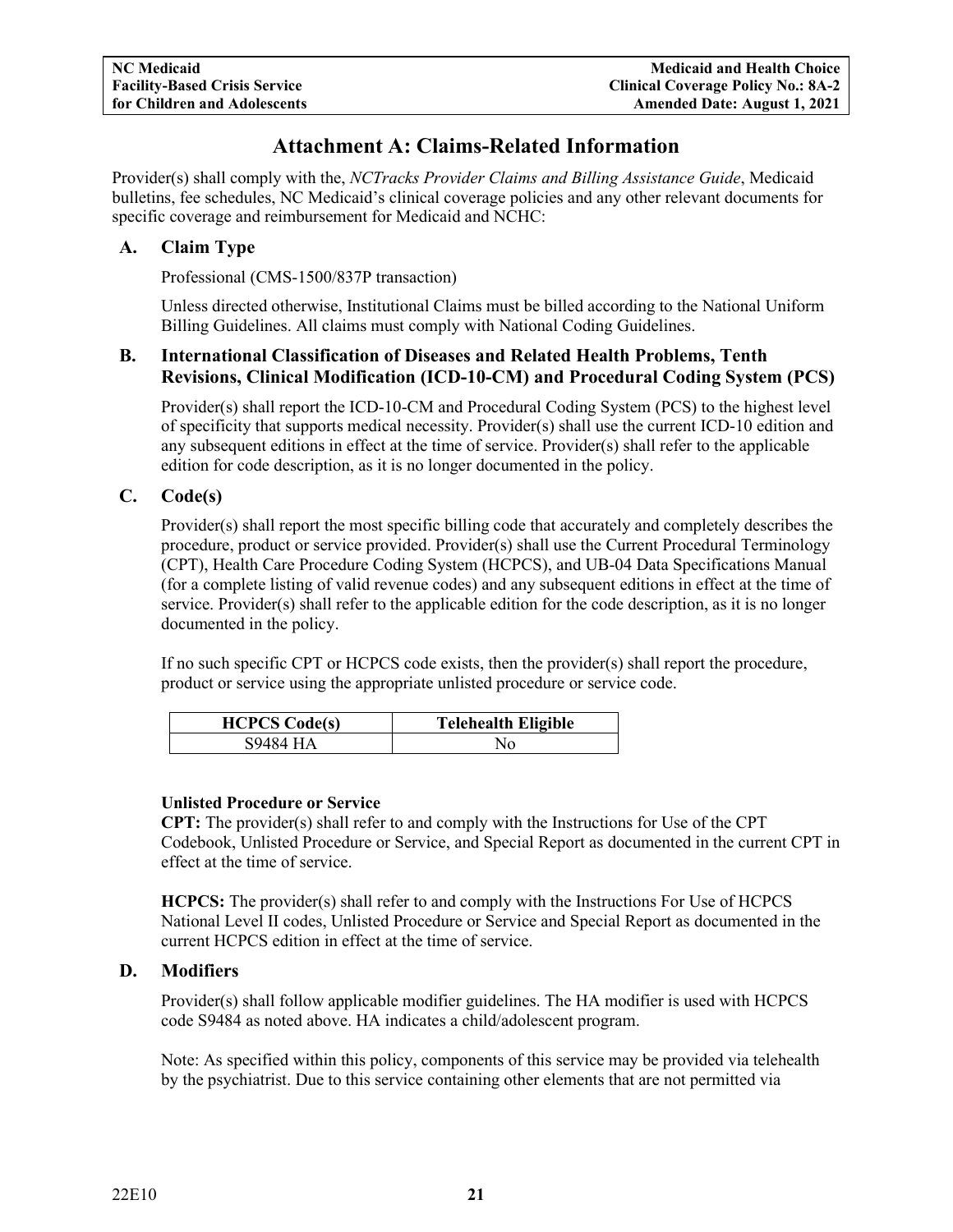# Attachment A: Claims-Related Information

Provider(s) shall comply with the, *NCTracks Provider Claims and Billing Assistance Guide*, Medicaid bulletins, fee schedules, NC Medicaid's clinical coverage policies and any other relevant documents for specific coverage and reimbursement for Medicaid and NCHC:

## A. Claim Type

Professional (CMS-1500/837P transaction)

Unless directed otherwise, Institutional Claims must be billed according to the National Uniform Billing Guidelines. All claims must comply with National Coding Guidelines.

## B. International Classification of Diseases and Related Health Problems, Tenth Revisions, Clinical Modification (ICD-10-CM) and Procedural Coding System (PCS)

Provider(s) shall report the ICD-10-CM and Procedural Coding System (PCS) to the highest level of specificity that supports medical necessity. Provider(s) shall use the current ICD-10 edition and any subsequent editions in effect at the time of service. Provider(s) shall refer to the applicable edition for code description, as it is no longer documented in the policy.

## C. Code(s)

Provider(s) shall report the most specific billing code that accurately and completely describes the procedure, product or service provided. Provider(s) shall use the Current Procedural Terminology (CPT), Health Care Procedure Coding System (HCPCS), and UB-04 Data Specifications Manual (for a complete listing of valid revenue codes) and any subsequent editions in effect at the time of service. Provider(s) shall refer to the applicable edition for the code description, as it is no longer documented in the policy.

If no such specific CPT or HCPCS code exists, then the provider(s) shall report the procedure, product or service using the appropriate unlisted procedure or service code.

| HCPCS Code(s) | Telehealth Eligible |
|---|---|
| S9484 HA | No |

**Unlisted Procedure or Service**

**CPT:** The provider(s) shall refer to and comply with the Instructions for Use of the CPT Codebook, Unlisted Procedure or Service, and Special Report as documented in the current CPT in effect at the time of service.

**HCPCS:** The provider(s) shall refer to and comply with the Instructions For Use of HCPCS National Level II codes, Unlisted Procedure or Service and Special Report as documented in the current HCPCS edition in effect at the time of service.

## D. Modifiers

Provider(s) shall follow applicable modifier guidelines. The HA modifier is used with HCPCS code S9484 as noted above. HA indicates a child/adolescent program.

Note: As specified within this policy, components of this service may be provided via telehealth by the psychiatrist. Due to this service containing other elements that are not permitted via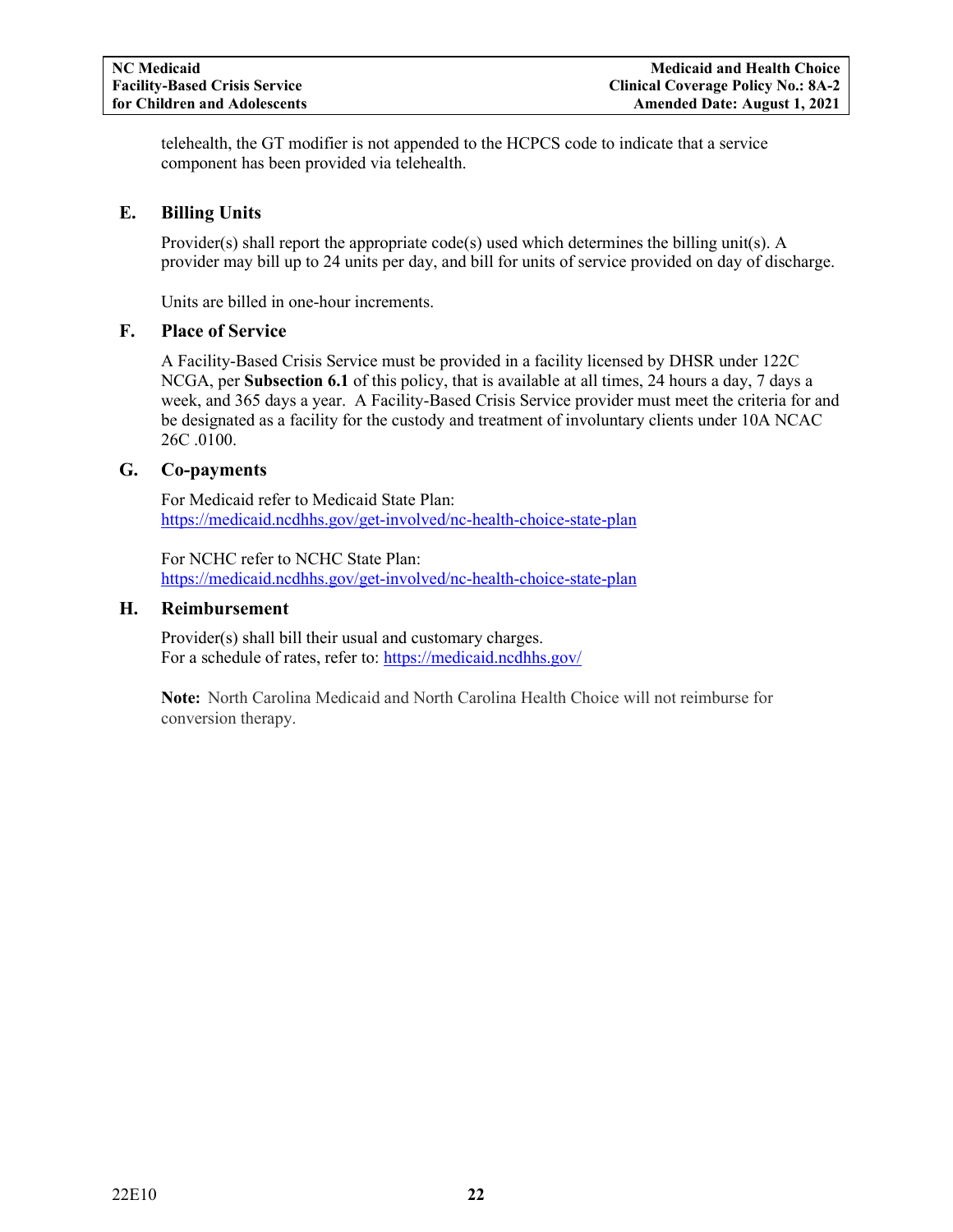telehealth, the GT modifier is not appended to the HCPCS code to indicate that a service component has been provided via telehealth.

## E. Billing Units

Provider(s) shall report the appropriate code(s) used which determines the billing unit(s). A provider may bill up to 24 units per day, and bill for units of service provided on day of discharge.

Units are billed in one-hour increments.

## F. Place of Service

A Facility-Based Crisis Service must be provided in a facility licensed by DHSR under 122C NCGA, per **Subsection 6.1** of this policy, that is available at all times, 24 hours a day, 7 days a week, and 365 days a year. A Facility-Based Crisis Service provider must meet the criteria for and be designated as a facility for the custody and treatment of involuntary clients under 10A NCAC 26C .0100.

## G. Co-payments

For Medicaid refer to Medicaid State Plan:
https://medicaid.ncdhhs.gov/get-involved/nc-health-choice-state-plan

For NCHC refer to NCHC State Plan:
https://medicaid.ncdhhs.gov/get-involved/nc-health-choice-state-plan

## H. Reimbursement

Provider(s) shall bill their usual and customary charges.
For a schedule of rates, refer to: https://medicaid.ncdhhs.gov/

**Note:** North Carolina Medicaid and North Carolina Health Choice will not reimburse for conversion therapy.